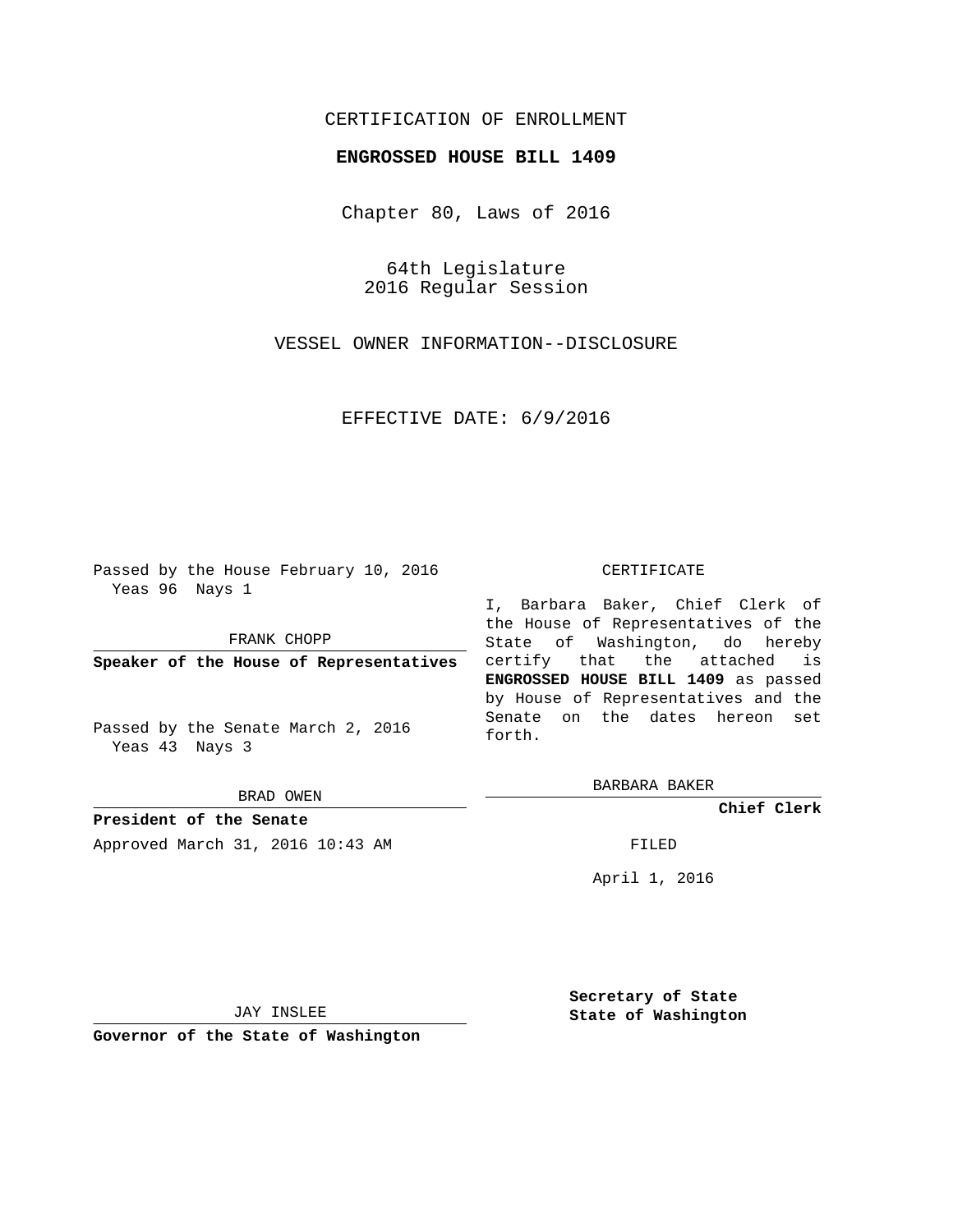CERTIFICATION OF ENROLLMENT

**ENGROSSED HOUSE BILL 1409**

Chapter 80, Laws of 2016

64th Legislature
2016 Regular Session

VESSEL OWNER INFORMATION--DISCLOSURE

EFFECTIVE DATE: 6/9/2016

Passed by the House February 10, 2016
Yeas 96 Nays 1

FRANK CHOPP

**Speaker of the House of Representatives**

Passed by the Senate March 2, 2016
Yeas 43 Nays 3

BRAD OWEN

**President of the Senate**

Approved March 31, 2016 10:43 AM

JAY INSLEE

**Governor of the State of Washington**

CERTIFICATE

I, Barbara Baker, Chief Clerk of the House of Representatives of the State of Washington, do hereby certify that the attached is **ENGROSSED HOUSE BILL 1409** as passed by House of Representatives and the Senate on the dates hereon set forth.

BARBARA BAKER

**Chief Clerk**

FILED

April 1, 2016

**Secretary of State**
**State of Washington**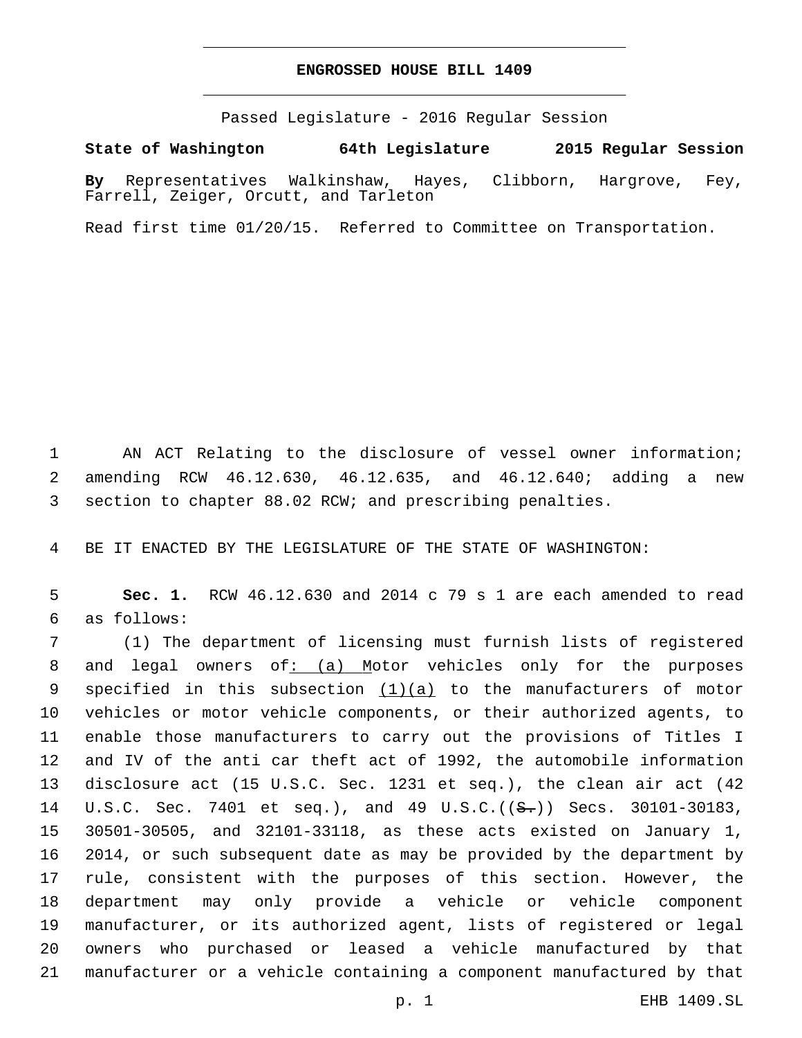# ENGROSSED HOUSE BILL 1409

Passed Legislature - 2016 Regular Session

**State of Washington 64th Legislature 2015 Regular Session**

**By** Representatives Walkinshaw, Hayes, Clibborn, Hargrove, Fey, Farrell, Zeiger, Orcutt, and Tarleton

Read first time 01/20/15. Referred to Committee on Transportation.

1 AN ACT Relating to the disclosure of vessel owner information; 2 amending RCW 46.12.630, 46.12.635, and 46.12.640; adding a new 3 section to chapter 88.02 RCW; and prescribing penalties.

4 BE IT ENACTED BY THE LEGISLATURE OF THE STATE OF WASHINGTON:

5 **Sec. 1.** RCW 46.12.630 and 2014 c 79 s 1 are each amended to read 6 as follows:

7 (1) The department of licensing must furnish lists of registered 8 and legal owners of: (a) Motor vehicles only for the purposes 9 specified in this subsection (1)(a) to the manufacturers of motor 10 vehicles or motor vehicle components, or their authorized agents, to 11 enable those manufacturers to carry out the provisions of Titles I 12 and IV of the anti car theft act of 1992, the automobile information 13 disclosure act (15 U.S.C. Sec. 1231 et seq.), the clean air act (42 14 U.S.C. Sec. 7401 et seq.), and 49 U.S.C.((~~S.~~)) Secs. 30101-30183, 15 30501-30505, and 32101-33118, as these acts existed on January 1, 16 2014, or such subsequent date as may be provided by the department by 17 rule, consistent with the purposes of this section. However, the 18 department may only provide a vehicle or vehicle component 19 manufacturer, or its authorized agent, lists of registered or legal 20 owners who purchased or leased a vehicle manufactured by that 21 manufacturer or a vehicle containing a component manufactured by that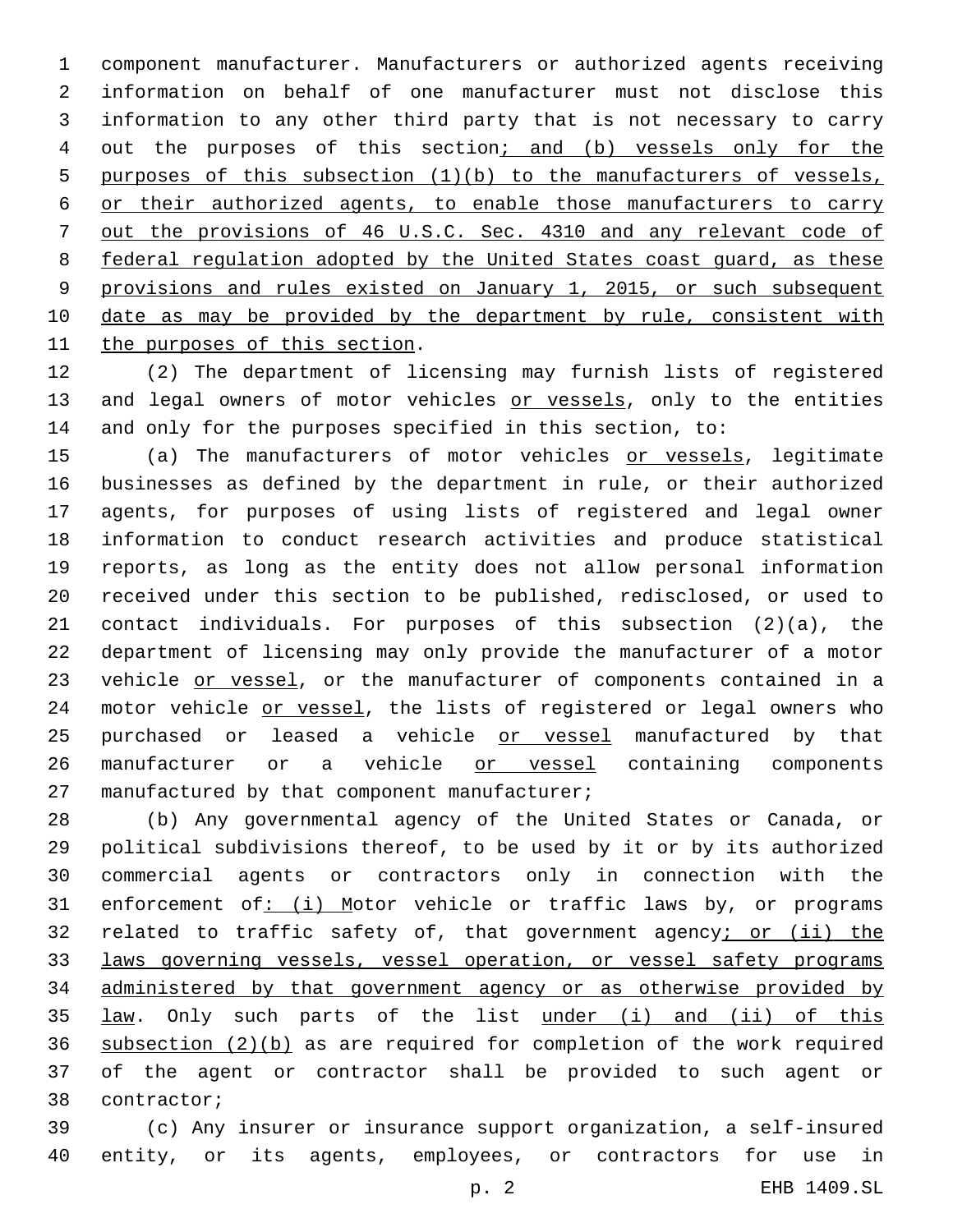component manufacturer. Manufacturers or authorized agents receiving information on behalf of one manufacturer must not disclose this information to any other third party that is not necessary to carry out the purposes of this section; and (b) vessels only for the purposes of this subsection (1)(b) to the manufacturers of vessels, or their authorized agents, to enable those manufacturers to carry out the provisions of 46 U.S.C. Sec. 4310 and any relevant code of federal regulation adopted by the United States coast guard, as these provisions and rules existed on January 1, 2015, or such subsequent date as may be provided by the department by rule, consistent with the purposes of this section.

(2) The department of licensing may furnish lists of registered and legal owners of motor vehicles or vessels, only to the entities and only for the purposes specified in this section, to:

(a) The manufacturers of motor vehicles or vessels, legitimate businesses as defined by the department in rule, or their authorized agents, for purposes of using lists of registered and legal owner information to conduct research activities and produce statistical reports, as long as the entity does not allow personal information received under this section to be published, redisclosed, or used to contact individuals. For purposes of this subsection (2)(a), the department of licensing may only provide the manufacturer of a motor vehicle or vessel, or the manufacturer of components contained in a motor vehicle or vessel, the lists of registered or legal owners who purchased or leased a vehicle or vessel manufactured by that manufacturer or a vehicle or vessel containing components manufactured by that component manufacturer;

(b) Any governmental agency of the United States or Canada, or political subdivisions thereof, to be used by it or by its authorized commercial agents or contractors only in connection with the enforcement of: (i) Motor vehicle or traffic laws by, or programs related to traffic safety of, that government agency; or (ii) the laws governing vessels, vessel operation, or vessel safety programs administered by that government agency or as otherwise provided by law. Only such parts of the list under (i) and (ii) of this subsection (2)(b) as are required for completion of the work required of the agent or contractor shall be provided to such agent or contractor;

(c) Any insurer or insurance support organization, a self-insured entity, or its agents, employees, or contractors for use in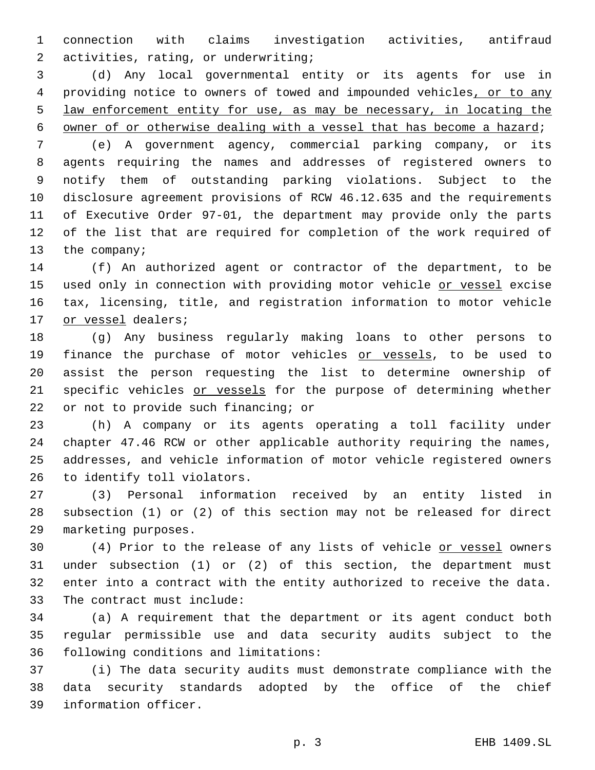connection with claims investigation activities, antifraud activities, rating, or underwriting;

(d) Any local governmental entity or its agents for use in providing notice to owners of towed and impounded vehicles, or to any law enforcement entity for use, as may be necessary, in locating the owner of or otherwise dealing with a vessel that has become a hazard;

(e) A government agency, commercial parking company, or its agents requiring the names and addresses of registered owners to notify them of outstanding parking violations. Subject to the disclosure agreement provisions of RCW 46.12.635 and the requirements of Executive Order 97-01, the department may provide only the parts of the list that are required for completion of the work required of the company;

(f) An authorized agent or contractor of the department, to be used only in connection with providing motor vehicle or vessel excise tax, licensing, title, and registration information to motor vehicle or vessel dealers;

(g) Any business regularly making loans to other persons to finance the purchase of motor vehicles or vessels, to be used to assist the person requesting the list to determine ownership of specific vehicles or vessels for the purpose of determining whether or not to provide such financing; or

(h) A company or its agents operating a toll facility under chapter 47.46 RCW or other applicable authority requiring the names, addresses, and vehicle information of motor vehicle registered owners to identify toll violators.

(3) Personal information received by an entity listed in subsection (1) or (2) of this section may not be released for direct marketing purposes.

(4) Prior to the release of any lists of vehicle or vessel owners under subsection (1) or (2) of this section, the department must enter into a contract with the entity authorized to receive the data. The contract must include:

(a) A requirement that the department or its agent conduct both regular permissible use and data security audits subject to the following conditions and limitations:

(i) The data security audits must demonstrate compliance with the data security standards adopted by the office of the chief information officer.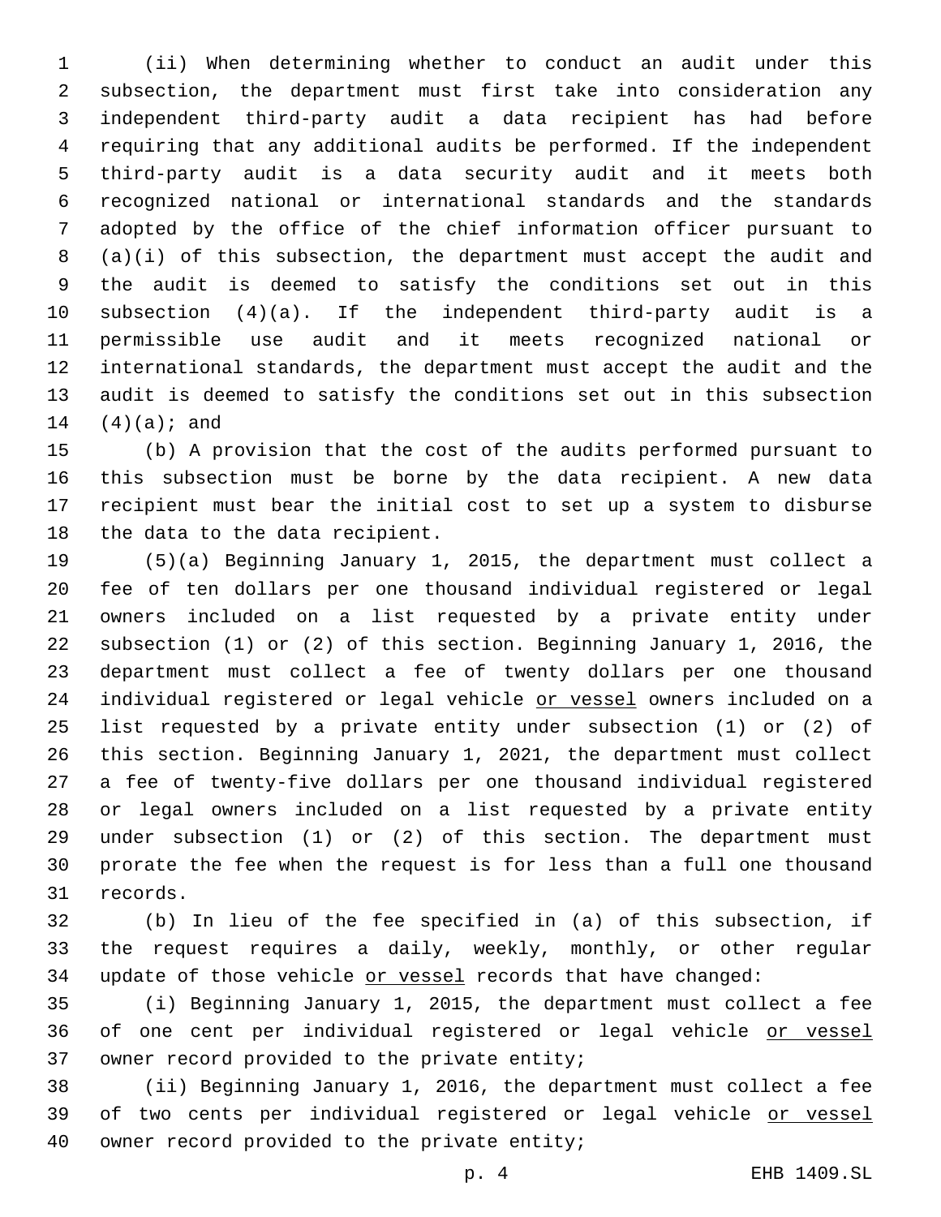(ii) When determining whether to conduct an audit under this subsection, the department must first take into consideration any independent third-party audit a data recipient has had before requiring that any additional audits be performed. If the independent third-party audit is a data security audit and it meets both recognized national or international standards and the standards adopted by the office of the chief information officer pursuant to (a)(i) of this subsection, the department must accept the audit and the audit is deemed to satisfy the conditions set out in this subsection (4)(a). If the independent third-party audit is a permissible use audit and it meets recognized national or international standards, the department must accept the audit and the audit is deemed to satisfy the conditions set out in this subsection (4)(a); and

(b) A provision that the cost of the audits performed pursuant to this subsection must be borne by the data recipient. A new data recipient must bear the initial cost to set up a system to disburse the data to the data recipient.

(5)(a) Beginning January 1, 2015, the department must collect a fee of ten dollars per one thousand individual registered or legal owners included on a list requested by a private entity under subsection (1) or (2) of this section. Beginning January 1, 2016, the department must collect a fee of twenty dollars per one thousand individual registered or legal vehicle <u>or vessel</u> owners included on a list requested by a private entity under subsection (1) or (2) of this section. Beginning January 1, 2021, the department must collect a fee of twenty-five dollars per one thousand individual registered or legal owners included on a list requested by a private entity under subsection (1) or (2) of this section. The department must prorate the fee when the request is for less than a full one thousand records.

(b) In lieu of the fee specified in (a) of this subsection, if the request requires a daily, weekly, monthly, or other regular update of those vehicle <u>or vessel</u> records that have changed:

(i) Beginning January 1, 2015, the department must collect a fee of one cent per individual registered or legal vehicle <u>or vessel</u> owner record provided to the private entity;

(ii) Beginning January 1, 2016, the department must collect a fee of two cents per individual registered or legal vehicle <u>or vessel</u> owner record provided to the private entity;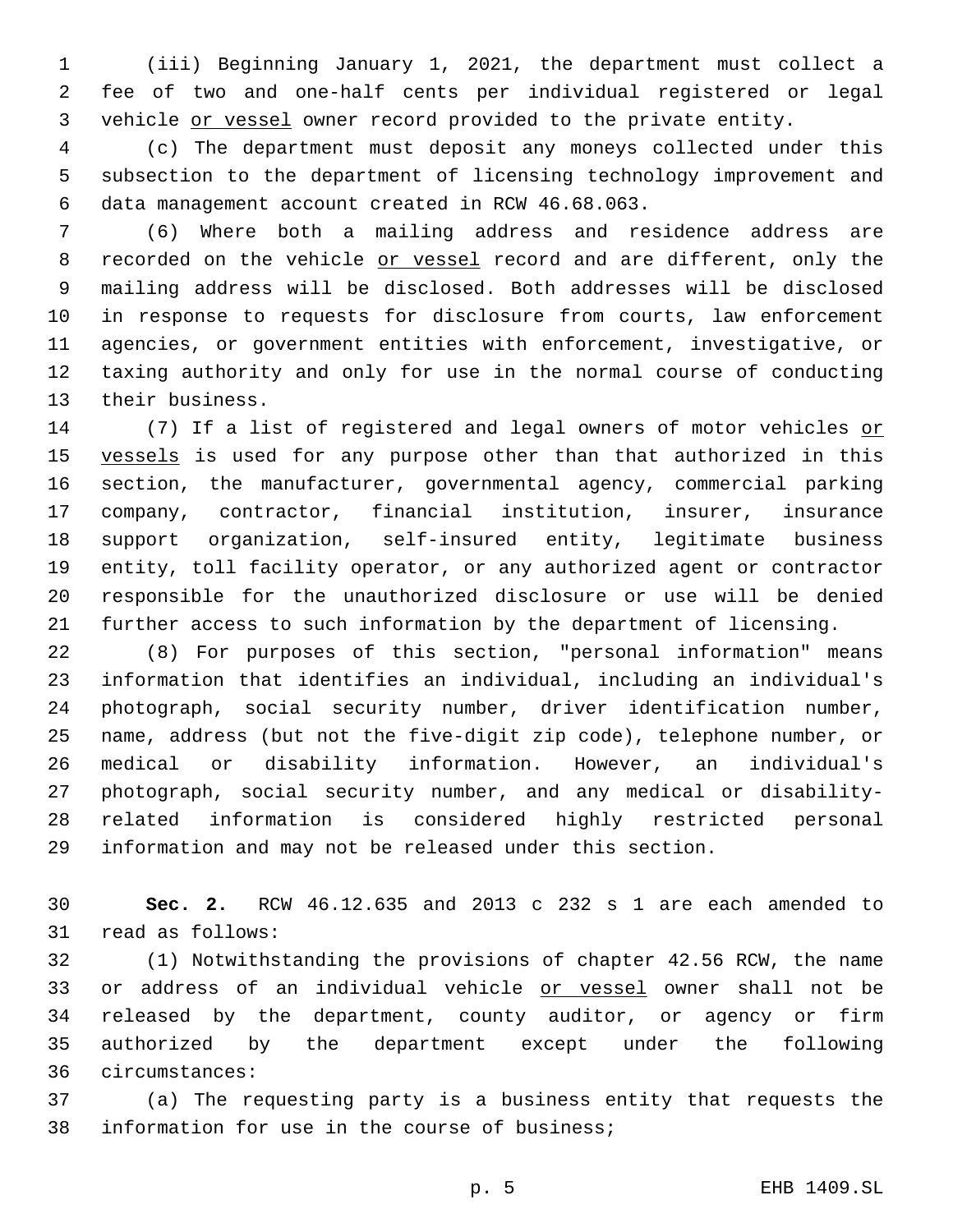(iii) Beginning January 1, 2021, the department must collect a fee of two and one-half cents per individual registered or legal vehicle <u>or vessel</u> owner record provided to the private entity.

(c) The department must deposit any moneys collected under this subsection to the department of licensing technology improvement and data management account created in RCW 46.68.063.

(6) Where both a mailing address and residence address are recorded on the vehicle <u>or vessel</u> record and are different, only the mailing address will be disclosed. Both addresses will be disclosed in response to requests for disclosure from courts, law enforcement agencies, or government entities with enforcement, investigative, or taxing authority and only for use in the normal course of conducting their business.

(7) If a list of registered and legal owners of motor vehicles <u>or vessels</u> is used for any purpose other than that authorized in this section, the manufacturer, governmental agency, commercial parking company, contractor, financial institution, insurer, insurance support organization, self-insured entity, legitimate business entity, toll facility operator, or any authorized agent or contractor responsible for the unauthorized disclosure or use will be denied further access to such information by the department of licensing.

(8) For purposes of this section, "personal information" means information that identifies an individual, including an individual's photograph, social security number, driver identification number, name, address (but not the five-digit zip code), telephone number, or medical or disability information. However, an individual's photograph, social security number, and any medical or disability-related information is considered highly restricted personal information and may not be released under this section.

**Sec. 2.** RCW 46.12.635 and 2013 c 232 s 1 are each amended to read as follows:

(1) Notwithstanding the provisions of chapter 42.56 RCW, the name or address of an individual vehicle <u>or vessel</u> owner shall not be released by the department, county auditor, or agency or firm authorized by the department except under the following circumstances:

(a) The requesting party is a business entity that requests the information for use in the course of business;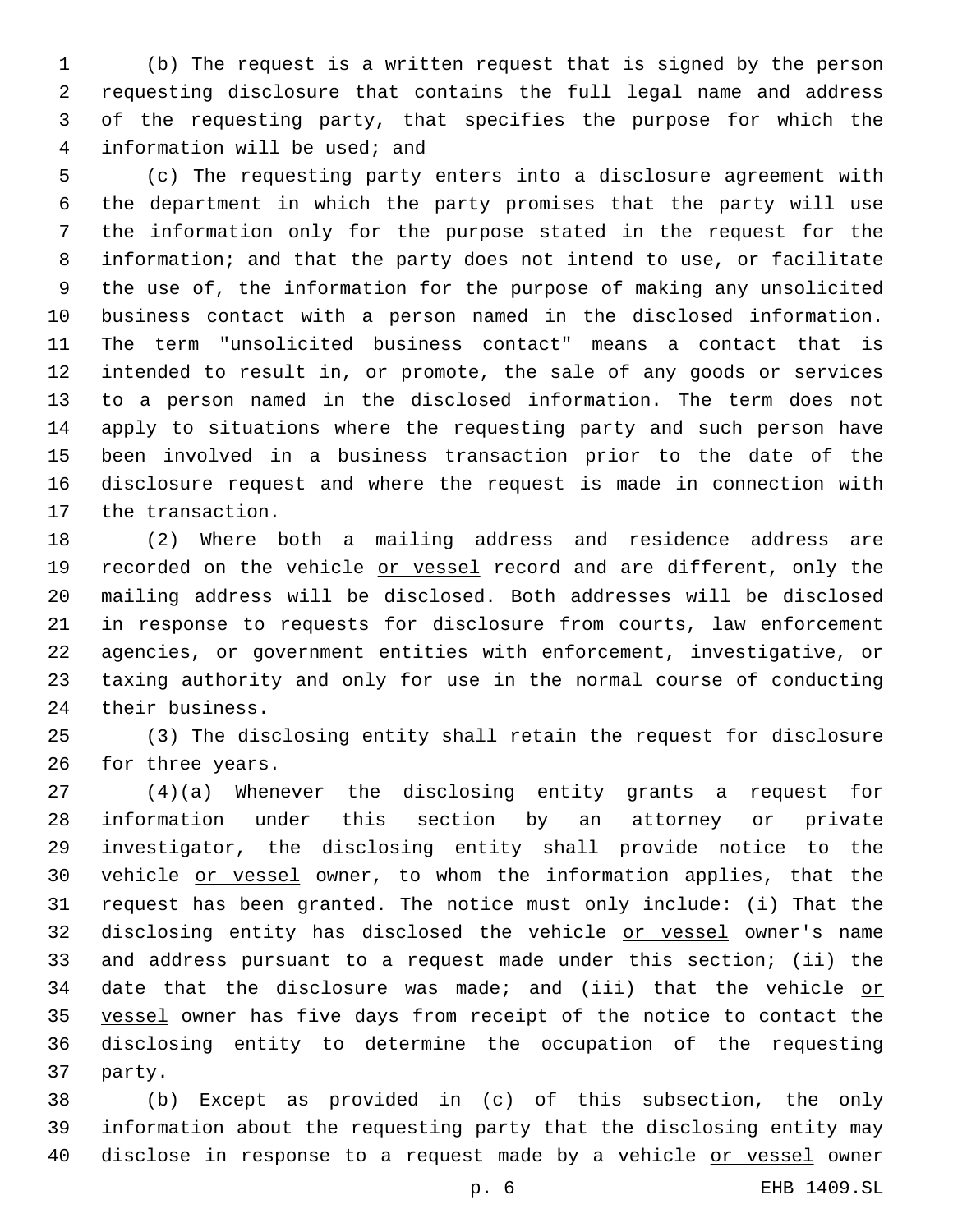(b) The request is a written request that is signed by the person requesting disclosure that contains the full legal name and address of the requesting party, that specifies the purpose for which the information will be used; and

(c) The requesting party enters into a disclosure agreement with the department in which the party promises that the party will use the information only for the purpose stated in the request for the information; and that the party does not intend to use, or facilitate the use of, the information for the purpose of making any unsolicited business contact with a person named in the disclosed information. The term "unsolicited business contact" means a contact that is intended to result in, or promote, the sale of any goods or services to a person named in the disclosed information. The term does not apply to situations where the requesting party and such person have been involved in a business transaction prior to the date of the disclosure request and where the request is made in connection with the transaction.

(2) Where both a mailing address and residence address are recorded on the vehicle <u>or vessel</u> record and are different, only the mailing address will be disclosed. Both addresses will be disclosed in response to requests for disclosure from courts, law enforcement agencies, or government entities with enforcement, investigative, or taxing authority and only for use in the normal course of conducting their business.

(3) The disclosing entity shall retain the request for disclosure for three years.

(4)(a) Whenever the disclosing entity grants a request for information under this section by an attorney or private investigator, the disclosing entity shall provide notice to the vehicle <u>or vessel</u> owner, to whom the information applies, that the request has been granted. The notice must only include: (i) That the disclosing entity has disclosed the vehicle <u>or vessel</u> owner's name and address pursuant to a request made under this section; (ii) the date that the disclosure was made; and (iii) that the vehicle <u>or vessel</u> owner has five days from receipt of the notice to contact the disclosing entity to determine the occupation of the requesting party.

(b) Except as provided in (c) of this subsection, the only information about the requesting party that the disclosing entity may disclose in response to a request made by a vehicle <u>or vessel</u> owner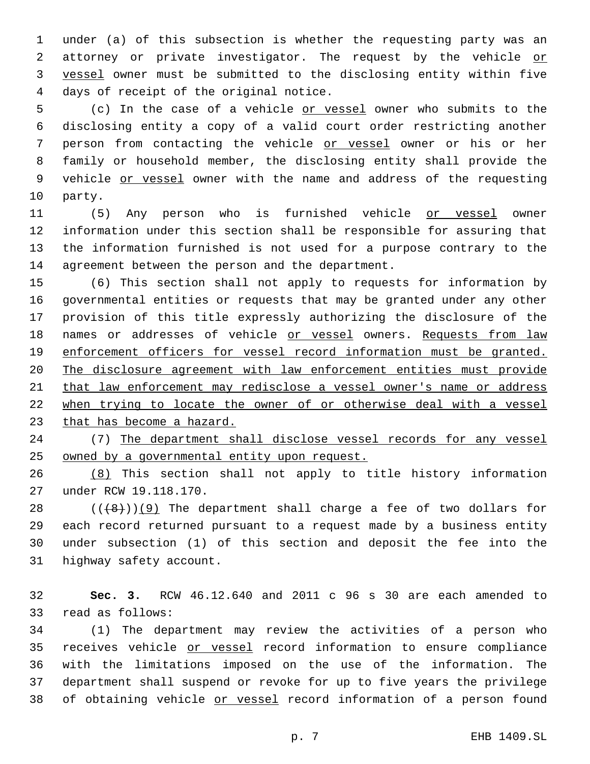under (a) of this subsection is whether the requesting party was an attorney or private investigator. The request by the vehicle or vessel owner must be submitted to the disclosing entity within five days of receipt of the original notice.

(c) In the case of a vehicle or vessel owner who submits to the disclosing entity a copy of a valid court order restricting another person from contacting the vehicle or vessel owner or his or her family or household member, the disclosing entity shall provide the vehicle or vessel owner with the name and address of the requesting party.

(5) Any person who is furnished vehicle or vessel owner information under this section shall be responsible for assuring that the information furnished is not used for a purpose contrary to the agreement between the person and the department.

(6) This section shall not apply to requests for information by governmental entities or requests that may be granted under any other provision of this title expressly authorizing the disclosure of the names or addresses of vehicle or vessel owners. Requests from law enforcement officers for vessel record information must be granted. The disclosure agreement with law enforcement entities must provide that law enforcement may redisclose a vessel owner's name or address when trying to locate the owner of or otherwise deal with a vessel that has become a hazard.

(7) The department shall disclose vessel records for any vessel owned by a governmental entity upon request.

(8) This section shall not apply to title history information under RCW 19.118.170.

~~((8))~~(9) The department shall charge a fee of two dollars for each record returned pursuant to a request made by a business entity under subsection (1) of this section and deposit the fee into the highway safety account.

**Sec. 3.** RCW 46.12.640 and 2011 c 96 s 30 are each amended to read as follows:

(1) The department may review the activities of a person who receives vehicle or vessel record information to ensure compliance with the limitations imposed on the use of the information. The department shall suspend or revoke for up to five years the privilege of obtaining vehicle or vessel record information of a person found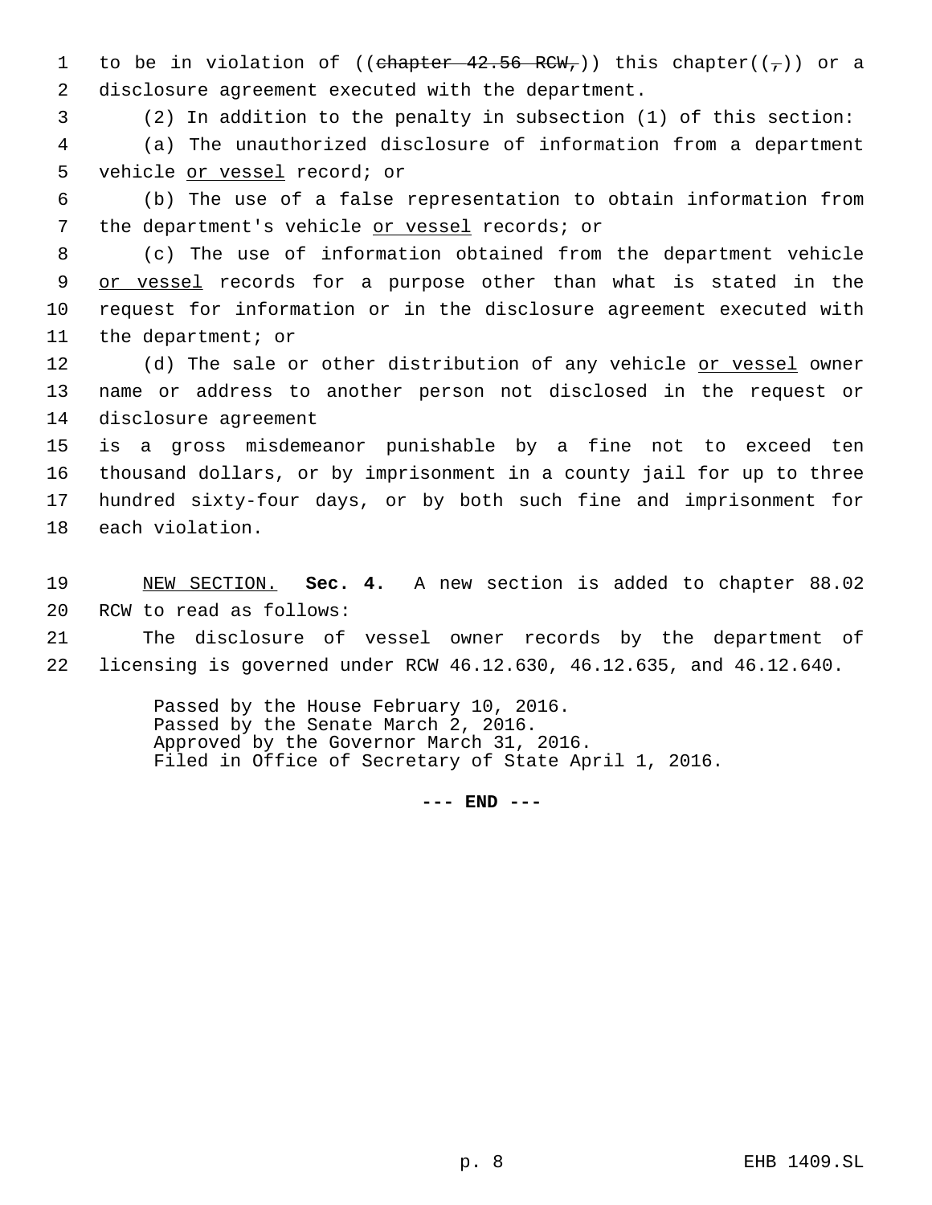to be in violation of ((~~chapter 42.56 RCW,~~)) this chapter((~~,~~)) or a disclosure agreement executed with the department.

(2) In addition to the penalty in subsection (1) of this section:

(a) The unauthorized disclosure of information from a department vehicle or vessel record; or

(b) The use of a false representation to obtain information from the department's vehicle or vessel records; or

(c) The use of information obtained from the department vehicle or vessel records for a purpose other than what is stated in the request for information or in the disclosure agreement executed with the department; or

(d) The sale or other distribution of any vehicle or vessel owner name or address to another person not disclosed in the request or disclosure agreement

is a gross misdemeanor punishable by a fine not to exceed ten thousand dollars, or by imprisonment in a county jail for up to three hundred sixty-four days, or by both such fine and imprisonment for each violation.

NEW SECTION. **Sec. 4.** A new section is added to chapter 88.02 RCW to read as follows:

The disclosure of vessel owner records by the department of licensing is governed under RCW 46.12.630, 46.12.635, and 46.12.640.

Passed by the House February 10, 2016.
Passed by the Senate March 2, 2016.
Approved by the Governor March 31, 2016.
Filed in Office of Secretary of State April 1, 2016.

**--- END ---**